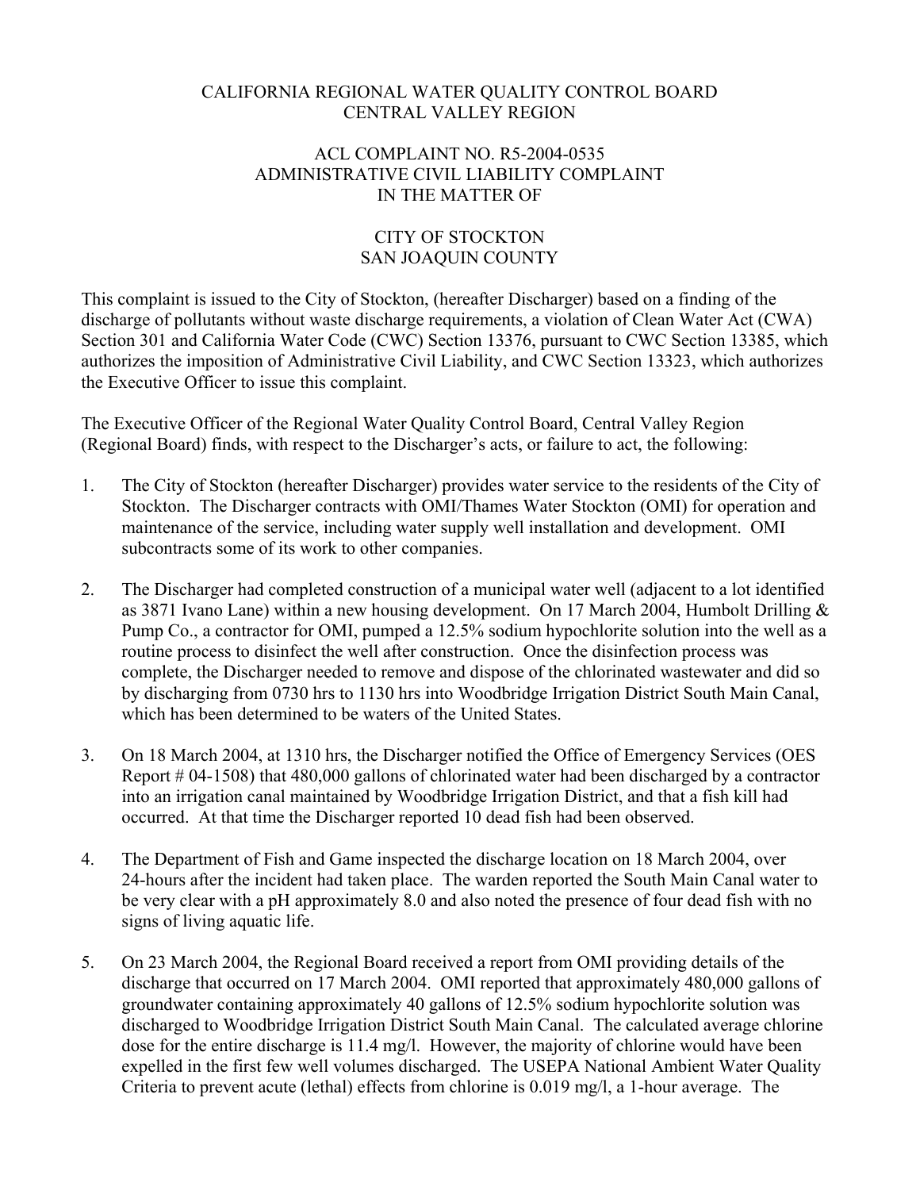CALIFORNIA REGIONAL WATER QUALITY CONTROL BOARD
CENTRAL VALLEY REGION

ACL COMPLAINT NO. R5-2004-0535
ADMINISTRATIVE CIVIL LIABILITY COMPLAINT
IN THE MATTER OF

CITY OF STOCKTON
SAN JOAQUIN COUNTY

This complaint is issued to the City of Stockton, (hereafter Discharger) based on a finding of the discharge of pollutants without waste discharge requirements, a violation of Clean Water Act (CWA) Section 301 and California Water Code (CWC) Section 13376, pursuant to CWC Section 13385, which authorizes the imposition of Administrative Civil Liability, and CWC Section 13323, which authorizes the Executive Officer to issue this complaint.

The Executive Officer of the Regional Water Quality Control Board, Central Valley Region (Regional Board) finds, with respect to the Discharger's acts, or failure to act, the following:

1. The City of Stockton (hereafter Discharger) provides water service to the residents of the City of Stockton. The Discharger contracts with OMI/Thames Water Stockton (OMI) for operation and maintenance of the service, including water supply well installation and development. OMI subcontracts some of its work to other companies.

2. The Discharger had completed construction of a municipal water well (adjacent to a lot identified as 3871 Ivano Lane) within a new housing development. On 17 March 2004, Humbolt Drilling & Pump Co., a contractor for OMI, pumped a 12.5% sodium hypochlorite solution into the well as a routine process to disinfect the well after construction. Once the disinfection process was complete, the Discharger needed to remove and dispose of the chlorinated wastewater and did so by discharging from 0730 hrs to 1130 hrs into Woodbridge Irrigation District South Main Canal, which has been determined to be waters of the United States.

3. On 18 March 2004, at 1310 hrs, the Discharger notified the Office of Emergency Services (OES Report # 04-1508) that 480,000 gallons of chlorinated water had been discharged by a contractor into an irrigation canal maintained by Woodbridge Irrigation District, and that a fish kill had occurred. At that time the Discharger reported 10 dead fish had been observed.

4. The Department of Fish and Game inspected the discharge location on 18 March 2004, over 24-hours after the incident had taken place. The warden reported the South Main Canal water to be very clear with a pH approximately 8.0 and also noted the presence of four dead fish with no signs of living aquatic life.

5. On 23 March 2004, the Regional Board received a report from OMI providing details of the discharge that occurred on 17 March 2004. OMI reported that approximately 480,000 gallons of groundwater containing approximately 40 gallons of 12.5% sodium hypochlorite solution was discharged to Woodbridge Irrigation District South Main Canal. The calculated average chlorine dose for the entire discharge is 11.4 mg/l. However, the majority of chlorine would have been expelled in the first few well volumes discharged. The USEPA National Ambient Water Quality Criteria to prevent acute (lethal) effects from chlorine is 0.019 mg/l, a 1-hour average. The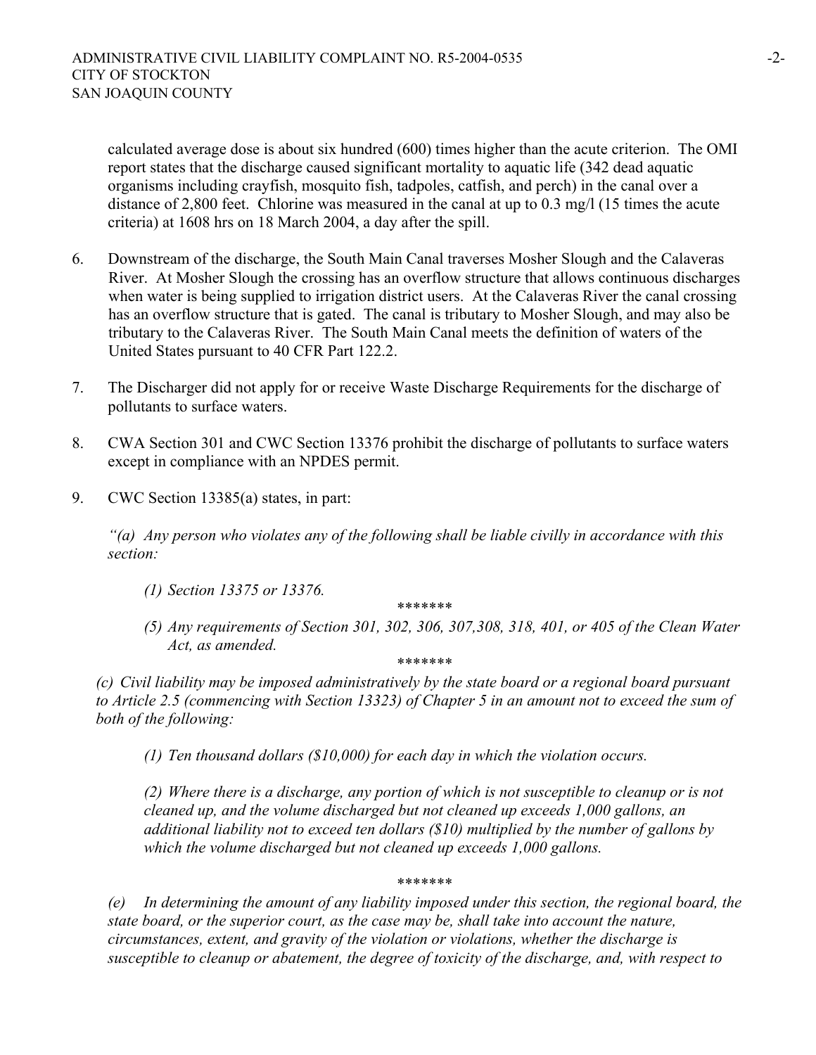calculated average dose is about six hundred (600) times higher than the acute criterion. The OMI report states that the discharge caused significant mortality to aquatic life (342 dead aquatic organisms including crayfish, mosquito fish, tadpoles, catfish, and perch) in the canal over a distance of 2,800 feet. Chlorine was measured in the canal at up to 0.3 mg/l (15 times the acute criteria) at 1608 hrs on 18 March 2004, a day after the spill.

6. Downstream of the discharge, the South Main Canal traverses Mosher Slough and the Calaveras River. At Mosher Slough the crossing has an overflow structure that allows continuous discharges when water is being supplied to irrigation district users. At the Calaveras River the canal crossing has an overflow structure that is gated. The canal is tributary to Mosher Slough, and may also be tributary to the Calaveras River. The South Main Canal meets the definition of waters of the United States pursuant to 40 CFR Part 122.2.

7. The Discharger did not apply for or receive Waste Discharge Requirements for the discharge of pollutants to surface waters.

8. CWA Section 301 and CWC Section 13376 prohibit the discharge of pollutants to surface waters except in compliance with an NPDES permit.

9. CWC Section 13385(a) states, in part:

   *"(a) Any person who violates any of the following shall be liable civilly in accordance with this section:*

   *(1) Section 13375 or 13376.*

   \*\*\*\*\*\*\*

   *(5) Any requirements of Section 301, 302, 306, 307,308, 318, 401, or 405 of the Clean Water Act, as amended.*

   \*\*\*\*\*\*\*

   *(c) Civil liability may be imposed administratively by the state board or a regional board pursuant to Article 2.5 (commencing with Section 13323) of Chapter 5 in an amount not to exceed the sum of both of the following:*

   *(1) Ten thousand dollars ($10,000) for each day in which the violation occurs.*

   *(2) Where there is a discharge, any portion of which is not susceptible to cleanup or is not cleaned up, and the volume discharged but not cleaned up exceeds 1,000 gallons, an additional liability not to exceed ten dollars ($10) multiplied by the number of gallons by which the volume discharged but not cleaned up exceeds 1,000 gallons.*

   \*\*\*\*\*\*\*

   *(e) In determining the amount of any liability imposed under this section, the regional board, the state board, or the superior court, as the case may be, shall take into account the nature, circumstances, extent, and gravity of the violation or violations, whether the discharge is susceptible to cleanup or abatement, the degree of toxicity of the discharge, and, with respect to*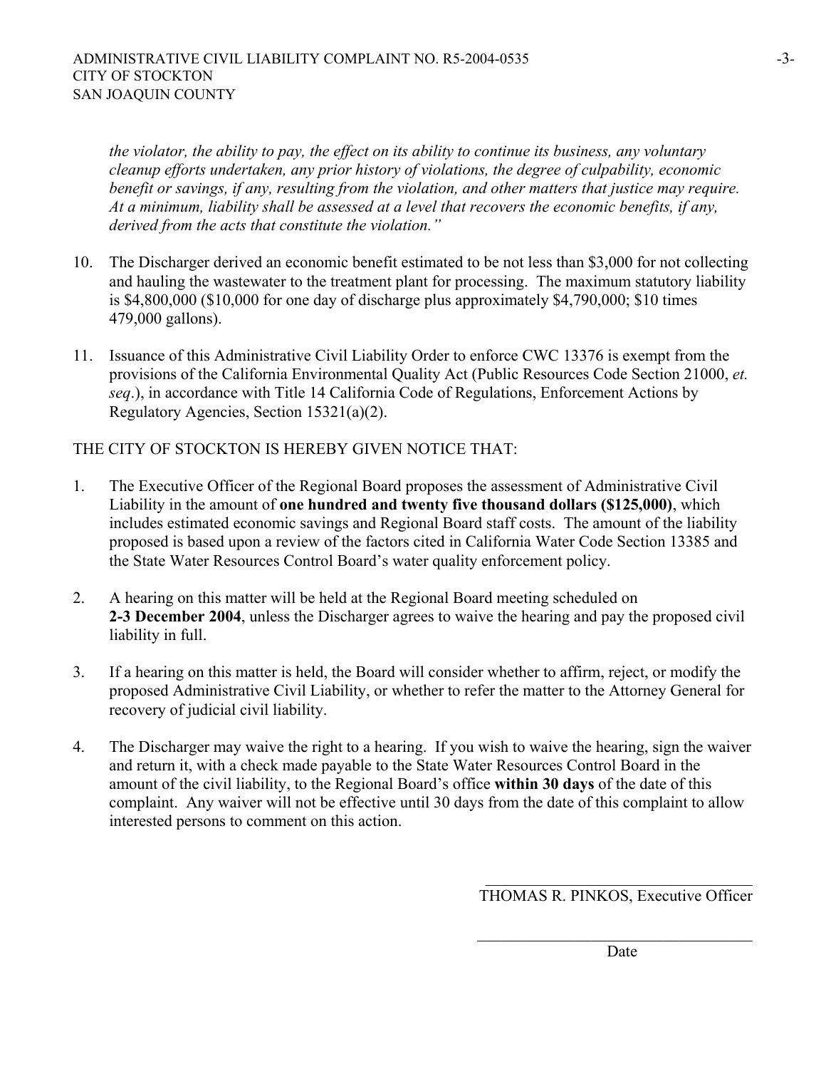*the violator, the ability to pay, the effect on its ability to continue its business, any voluntary cleanup efforts undertaken, any prior history of violations, the degree of culpability, economic benefit or savings, if any, resulting from the violation, and other matters that justice may require. At a minimum, liability shall be assessed at a level that recovers the economic benefits, if any, derived from the acts that constitute the violation."*

10. The Discharger derived an economic benefit estimated to be not less than $3,000 for not collecting and hauling the wastewater to the treatment plant for processing. The maximum statutory liability is $4,800,000 ($10,000 for one day of discharge plus approximately $4,790,000; $10 times 479,000 gallons).

11. Issuance of this Administrative Civil Liability Order to enforce CWC 13376 is exempt from the provisions of the California Environmental Quality Act (Public Resources Code Section 21000, *et. seq*.), in accordance with Title 14 California Code of Regulations, Enforcement Actions by Regulatory Agencies, Section 15321(a)(2).

THE CITY OF STOCKTON IS HEREBY GIVEN NOTICE THAT:

1. The Executive Officer of the Regional Board proposes the assessment of Administrative Civil Liability in the amount of **one hundred and twenty five thousand dollars ($125,000)**, which includes estimated economic savings and Regional Board staff costs. The amount of the liability proposed is based upon a review of the factors cited in California Water Code Section 13385 and the State Water Resources Control Board's water quality enforcement policy.

2. A hearing on this matter will be held at the Regional Board meeting scheduled on **2-3 December 2004**, unless the Discharger agrees to waive the hearing and pay the proposed civil liability in full.

3. If a hearing on this matter is held, the Board will consider whether to affirm, reject, or modify the proposed Administrative Civil Liability, or whether to refer the matter to the Attorney General for recovery of judicial civil liability.

4. The Discharger may waive the right to a hearing. If you wish to waive the hearing, sign the waiver and return it, with a check made payable to the State Water Resources Control Board in the amount of the civil liability, to the Regional Board's office **within 30 days** of the date of this complaint. Any waiver will not be effective until 30 days from the date of this complaint to allow interested persons to comment on this action.

\_\_\_\_\_\_\_\_\_\_\_\_\_\_\_\_\_\_\_\_\_\_\_\_\_\_\_\_\_\_\_\_\_\_\_\_
THOMAS R. PINKOS, Executive Officer

\_\_\_\_\_\_\_\_\_\_\_\_\_\_\_\_\_\_\_\_\_\_\_\_\_\_\_\_\_\_\_\_\_\_\_\_
Date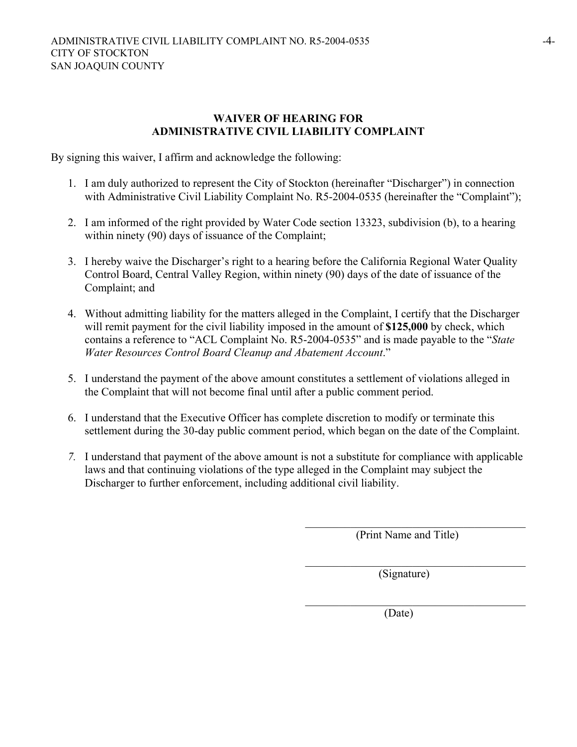## WAIVER OF HEARING FOR ADMINISTRATIVE CIVIL LIABILITY COMPLAINT

By signing this waiver, I affirm and acknowledge the following:

1. I am duly authorized to represent the City of Stockton (hereinafter "Discharger") in connection with Administrative Civil Liability Complaint No. R5-2004-0535 (hereinafter the "Complaint");

2. I am informed of the right provided by Water Code section 13323, subdivision (b), to a hearing within ninety (90) days of issuance of the Complaint;

3. I hereby waive the Discharger's right to a hearing before the California Regional Water Quality Control Board, Central Valley Region, within ninety (90) days of the date of issuance of the Complaint; and

4. Without admitting liability for the matters alleged in the Complaint, I certify that the Discharger will remit payment for the civil liability imposed in the amount of **$125,000** by check, which contains a reference to "ACL Complaint No. R5-2004-0535" and is made payable to the "*State Water Resources Control Board Cleanup and Abatement Account*."

5. I understand the payment of the above amount constitutes a settlement of violations alleged in the Complaint that will not become final until after a public comment period.

6. I understand that the Executive Officer has complete discretion to modify or terminate this settlement during the 30-day public comment period, which began on the date of the Complaint.

7. I understand that payment of the above amount is not a substitute for compliance with applicable laws and that continuing violations of the type alleged in the Complaint may subject the Discharger to further enforcement, including additional civil liability.

\_\_\_\_\_\_\_\_\_\_\_\_\_\_\_\_\_\_\_\_\_\_\_\_\_\_\_\_\_\_\_\_\_\_\_\_\_\_\_\_
(Print Name and Title)

\_\_\_\_\_\_\_\_\_\_\_\_\_\_\_\_\_\_\_\_\_\_\_\_\_\_\_\_\_\_\_\_\_\_\_\_\_\_\_\_
(Signature)

\_\_\_\_\_\_\_\_\_\_\_\_\_\_\_\_\_\_\_\_\_\_\_\_\_\_\_\_\_\_\_\_\_\_\_\_\_\_\_\_
(Date)